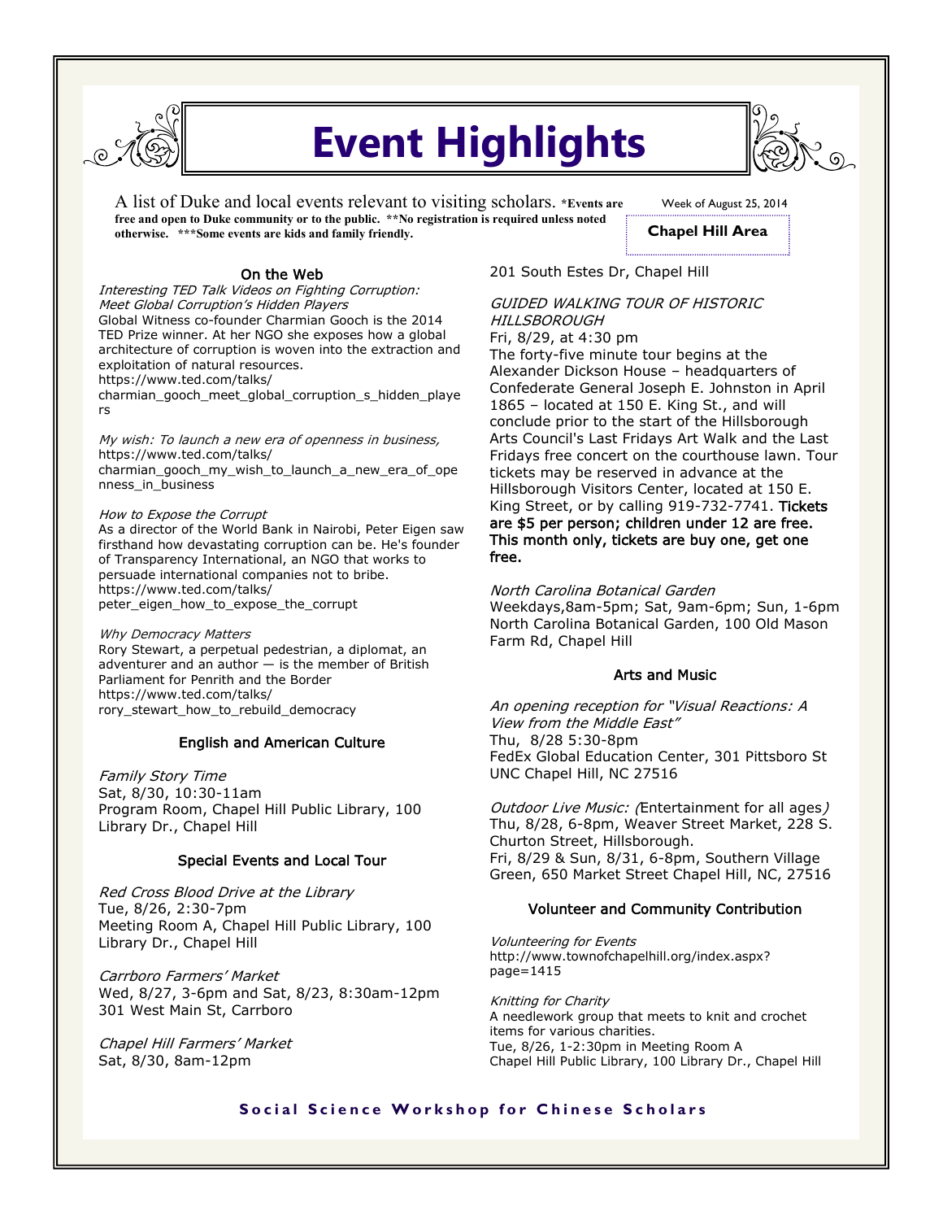# Event Highlights

A list of Duke and local events relevant to visiting scholars. ***Events are free and open to Duke community or to the public. **No registration is required unless noted otherwise. ***Some events are kids and family friendly.**

Week of August 25, 2014

**Chapel Hill Area**

## On the Web

*Interesting TED Talk Videos on Fighting Corruption: Meet Global Corruption's Hidden Players*
Global Witness co-founder Charmian Gooch is the 2014 TED Prize winner. At her NGO she exposes how a global architecture of corruption is woven into the extraction and exploitation of natural resources.
https://www.ted.com/talks/charmian_gooch_meet_global_corruption_s_hidden_players

*My wish: To launch a new era of openness in business,*
https://www.ted.com/talks/charmian_gooch_my_wish_to_launch_a_new_era_of_openness_in_business

*How to Expose the Corrupt*
As a director of the World Bank in Nairobi, Peter Eigen saw firsthand how devastating corruption can be. He's founder of Transparency International, an NGO that works to persuade international companies not to bribe.
https://www.ted.com/talks/peter_eigen_how_to_expose_the_corrupt

*Why Democracy Matters*
Rory Stewart, a perpetual pedestrian, a diplomat, an adventurer and an author — is the member of British Parliament for Penrith and the Border
https://www.ted.com/talks/rory_stewart_how_to_rebuild_democracy

## English and American Culture

*Family Story Time*
Sat, 8/30, 10:30-11am
Program Room, Chapel Hill Public Library, 100 Library Dr., Chapel Hill

## Special Events and Local Tour

*Red Cross Blood Drive at the Library*
Tue, 8/26, 2:30-7pm
Meeting Room A, Chapel Hill Public Library, 100 Library Dr., Chapel Hill

*Carrboro Farmers' Market*
Wed, 8/27, 3-6pm and Sat, 8/23, 8:30am-12pm
301 West Main St, Carrboro

*Chapel Hill Farmers' Market*
Sat, 8/30, 8am-12pm
201 South Estes Dr, Chapel Hill

*GUIDED WALKING TOUR OF HISTORIC HILLSBOROUGH*
Fri, 8/29, at 4:30 pm
The forty-five minute tour begins at the Alexander Dickson House – headquarters of Confederate General Joseph E. Johnston in April 1865 – located at 150 E. King St., and will conclude prior to the start of the Hillsborough Arts Council's Last Fridays Art Walk and the Last Fridays free concert on the courthouse lawn. Tour tickets may be reserved in advance at the Hillsborough Visitors Center, located at 150 E. King Street, or by calling 919-732-7741. Tickets are $5 per person; children under 12 are free. This month only, tickets are buy one, get one free.

*North Carolina Botanical Garden*
Weekdays,8am-5pm; Sat, 9am-6pm; Sun, 1-6pm
North Carolina Botanical Garden, 100 Old Mason Farm Rd, Chapel Hill

## Arts and Music

*An opening reception for "Visual Reactions: A View from the Middle East"*
Thu, 8/28 5:30-8pm
FedEx Global Education Center, 301 Pittsboro St UNC Chapel Hill, NC 27516

*Outdoor Live Music: (*Entertainment for all ages*)*
Thu, 8/28, 6-8pm, Weaver Street Market, 228 S. Churton Street, Hillsborough.
Fri, 8/29 & Sun, 8/31, 6-8pm, Southern Village Green, 650 Market Street Chapel Hill, NC, 27516

## Volunteer and Community Contribution

*Volunteering for Events*
http://www.townofchapelhill.org/index.aspx?page=1415

*Knitting for Charity*
A needlework group that meets to knit and crochet items for various charities.
Tue, 8/26, 1-2:30pm in Meeting Room A
Chapel Hill Public Library, 100 Library Dr., Chapel Hill

**Social Science Workshop for Chinese Scholars**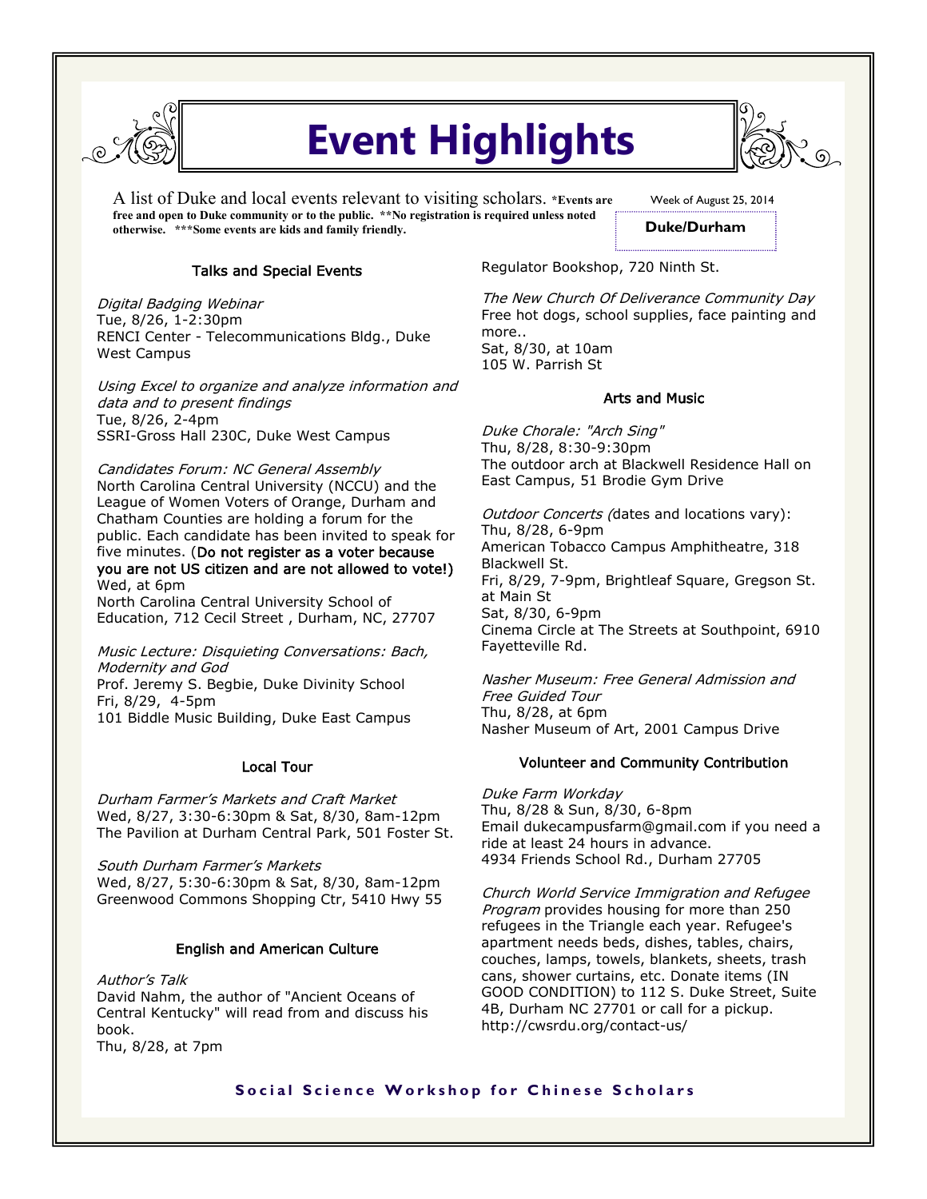# Event Highlights

A list of Duke and local events relevant to visiting scholars. **\*Events are free and open to Duke community or to the public. \*\*No registration is required unless noted otherwise. \*\*\*Some events are kids and family friendly.**

Week of August 25, 2014

**Duke/Durham**

### Talks and Special Events

*Digital Badging Webinar*
Tue, 8/26, 1-2:30pm
RENCI Center - Telecommunications Bldg., Duke West Campus

*Using Excel to organize and analyze information and data and to present findings*
Tue, 8/26, 2-4pm
SSRI-Gross Hall 230C, Duke West Campus

*Candidates Forum: NC General Assembly*
North Carolina Central University (NCCU) and the League of Women Voters of Orange, Durham and Chatham Counties are holding a forum for the public. Each candidate has been invited to speak for five minutes. (Do not register as a voter because you are not US citizen and are not allowed to vote!)
Wed, at 6pm
North Carolina Central University School of Education, 712 Cecil Street , Durham, NC, 27707

*Music Lecture: Disquieting Conversations: Bach, Modernity and God*
Prof. Jeremy S. Begbie, Duke Divinity School
Fri, 8/29, 4-5pm
101 Biddle Music Building, Duke East Campus

### Local Tour

*Durham Farmer's Markets and Craft Market*
Wed, 8/27, 3:30-6:30pm & Sat, 8/30, 8am-12pm
The Pavilion at Durham Central Park, 501 Foster St.

*South Durham Farmer's Markets*
Wed, 8/27, 5:30-6:30pm & Sat, 8/30, 8am-12pm
Greenwood Commons Shopping Ctr, 5410 Hwy 55

### English and American Culture

*Author's Talk*
David Nahm, the author of "Ancient Oceans of Central Kentucky" will read from and discuss his book.
Thu, 8/28, at 7pm
Regulator Bookshop, 720 Ninth St.

*The New Church Of Deliverance Community Day*
Free hot dogs, school supplies, face painting and more..
Sat, 8/30, at 10am
105 W. Parrish St

### Arts and Music

*Duke Chorale: "Arch Sing"*
Thu, 8/28, 8:30-9:30pm
The outdoor arch at Blackwell Residence Hall on East Campus, 51 Brodie Gym Drive

*Outdoor Concerts (*dates and locations vary):
Thu, 8/28, 6-9pm
American Tobacco Campus Amphitheatre, 318 Blackwell St.
Fri, 8/29, 7-9pm, Brightleaf Square, Gregson St. at Main St
Sat, 8/30, 6-9pm
Cinema Circle at The Streets at Southpoint, 6910 Fayetteville Rd.

*Nasher Museum: Free General Admission and Free Guided Tour*
Thu, 8/28, at 6pm
Nasher Museum of Art, 2001 Campus Drive

### Volunteer and Community Contribution

*Duke Farm Workday*
Thu, 8/28 & Sun, 8/30, 6-8pm
Email dukecampusfarm@gmail.com if you need a ride at least 24 hours in advance.
4934 Friends School Rd., Durham 27705

*Church World Service Immigration and Refugee Program* provides housing for more than 250 refugees in the Triangle each year. Refugee's apartment needs beds, dishes, tables, chairs, couches, lamps, towels, blankets, sheets, trash cans, shower curtains, etc. Donate items (IN GOOD CONDITION) to 112 S. Duke Street, Suite 4B, Durham NC 27701 or call for a pickup.
http://cwsrdu.org/contact-us/

**Social Science Workshop for Chinese Scholars**